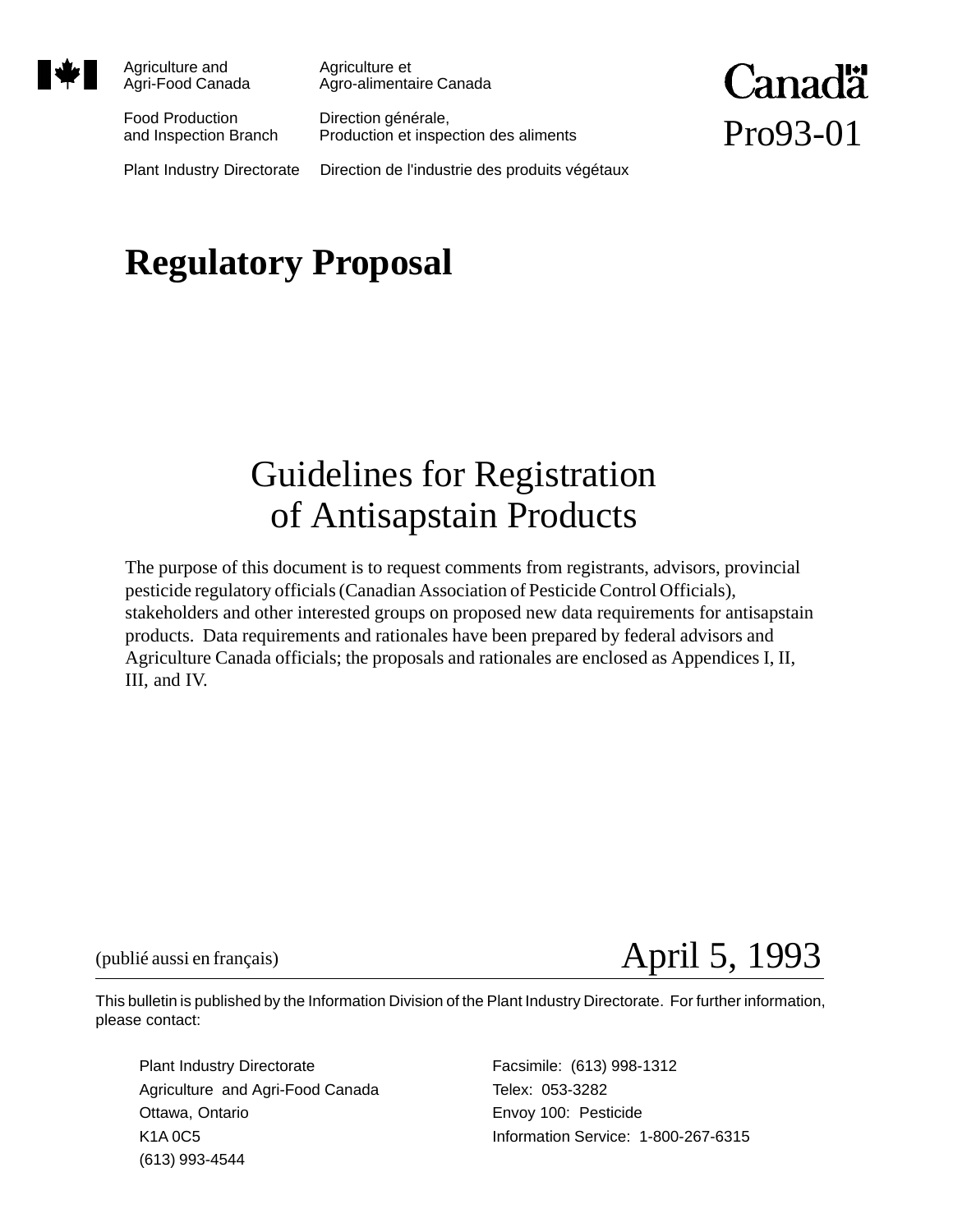Agriculture and Agri-Food Canada — Agriculture et Agro-alimentaire Canada

Food Production and Inspection Branch — Direction générale, Production et inspection des aliments

Plant Industry Directorate — Direction de l'industrie des produits végétaux

Canada

Pro93-01

# Regulatory Proposal

## Guidelines for Registration of Antisapstain Products

The purpose of this document is to request comments from registrants, advisors, provincial pesticide regulatory officials (Canadian Association of Pesticide Control Officials), stakeholders and other interested groups on proposed new data requirements for antisapstain products. Data requirements and rationales have been prepared by federal advisors and Agriculture Canada officials; the proposals and rationales are enclosed as Appendices I, II, III, and IV.

(publié aussi en français)

April 5, 1993

This bulletin is published by the Information Division of the Plant Industry Directorate. For further information, please contact:

Plant Industry Directorate
Agriculture and Agri-Food Canada
Ottawa, Ontario
K1A 0C5
(613) 993-4544

Facsimile: (613) 998-1312
Telex: 053-3282
Envoy 100: Pesticide
Information Service: 1-800-267-6315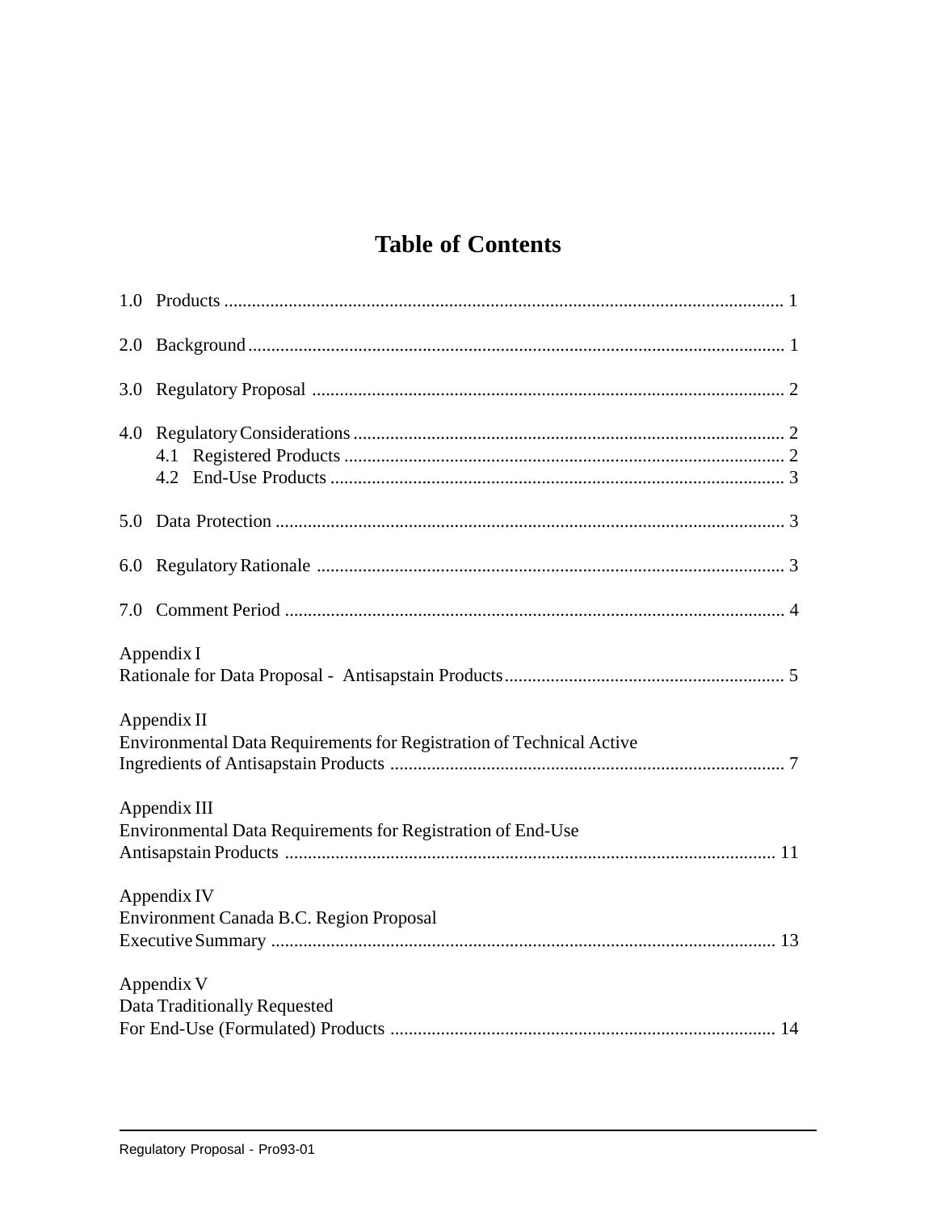# Table of Contents

1.0 Products ........................................................................................................................ 1

2.0 Background .................................................................................................................. 1

3.0 Regulatory Proposal ..................................................................................................... 2

4.0 Regulatory Considerations ............................................................................................ 2
  4.1 Registered Products .............................................................................................. 2
  4.2 End-Use Products ................................................................................................. 3

5.0 Data Protection ............................................................................................................. 3

6.0 Regulatory Rationale .................................................................................................... 3

7.0 Comment Period ........................................................................................................... 4

Appendix I
Rationale for Data Proposal - Antisapstain Products ........................................................... 5

Appendix II
Environmental Data Requirements for Registration of Technical Active Ingredients of Antisapstain Products ..................................................................................... 7

Appendix III
Environmental Data Requirements for Registration of End-Use Antisapstain Products ......................................................................................................... 11

Appendix IV
Environment Canada B.C. Region Proposal
Executive Summary ............................................................................................................ 13

Appendix V
Data Traditionally Requested
For End-Use (Formulated) Products .................................................................................. 14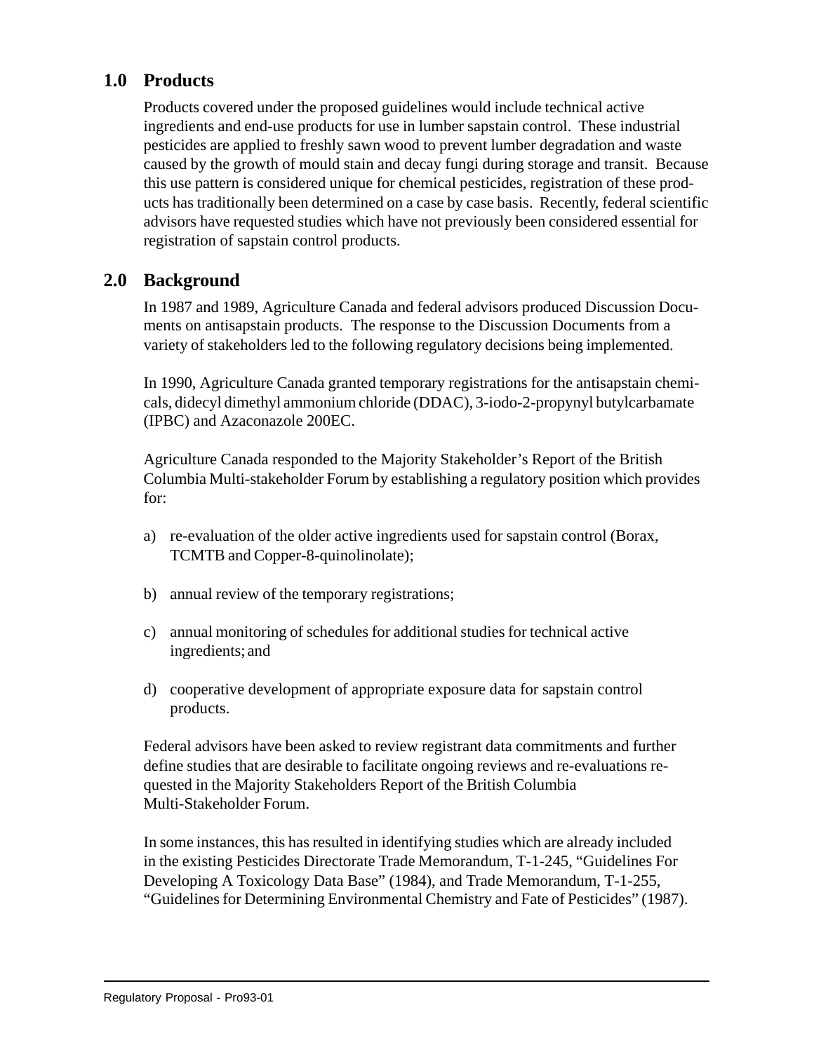## 1.0 Products

Products covered under the proposed guidelines would include technical active ingredients and end-use products for use in lumber sapstain control. These industrial pesticides are applied to freshly sawn wood to prevent lumber degradation and waste caused by the growth of mould stain and decay fungi during storage and transit. Because this use pattern is considered unique for chemical pesticides, registration of these products has traditionally been determined on a case by case basis. Recently, federal scientific advisors have requested studies which have not previously been considered essential for registration of sapstain control products.

## 2.0 Background

In 1987 and 1989, Agriculture Canada and federal advisors produced Discussion Documents on antisapstain products. The response to the Discussion Documents from a variety of stakeholders led to the following regulatory decisions being implemented.

In 1990, Agriculture Canada granted temporary registrations for the antisapstain chemicals, didecyl dimethyl ammonium chloride (DDAC), 3-iodo-2-propynyl butylcarbamate (IPBC) and Azaconazole 200EC.

Agriculture Canada responded to the Majority Stakeholder's Report of the British Columbia Multi-stakeholder Forum by establishing a regulatory position which provides for:

a) re-evaluation of the older active ingredients used for sapstain control (Borax, TCMTB and Copper-8-quinolinolate);

b) annual review of the temporary registrations;

c) annual monitoring of schedules for additional studies for technical active ingredients; and

d) cooperative development of appropriate exposure data for sapstain control products.

Federal advisors have been asked to review registrant data commitments and further define studies that are desirable to facilitate ongoing reviews and re-evaluations requested in the Majority Stakeholders Report of the British Columbia Multi-Stakeholder Forum.

In some instances, this has resulted in identifying studies which are already included in the existing Pesticides Directorate Trade Memorandum, T-1-245, "Guidelines For Developing A Toxicology Data Base" (1984), and Trade Memorandum, T-1-255, "Guidelines for Determining Environmental Chemistry and Fate of Pesticides" (1987).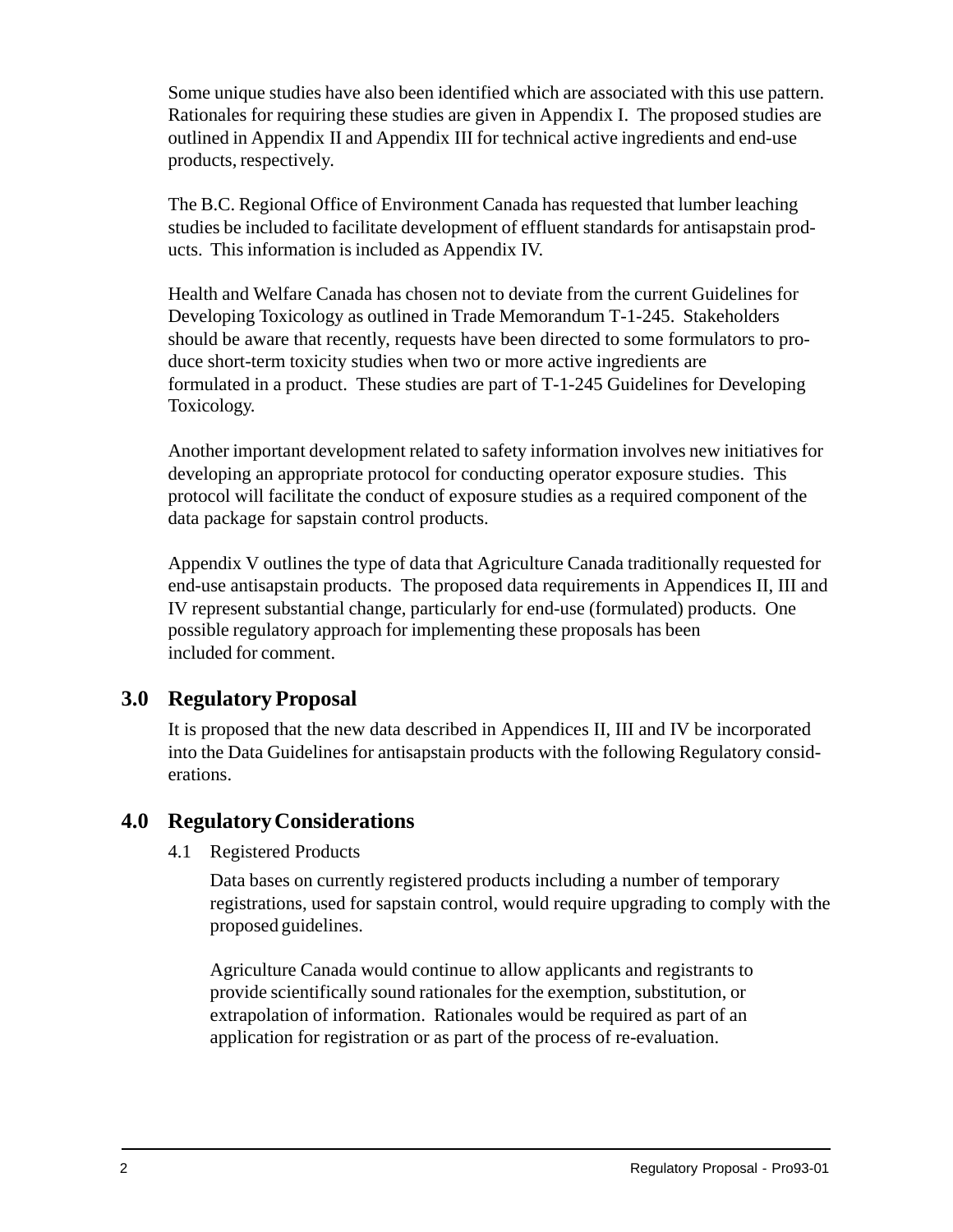Some unique studies have also been identified which are associated with this use pattern. Rationales for requiring these studies are given in Appendix I. The proposed studies are outlined in Appendix II and Appendix III for technical active ingredients and end-use products, respectively.

The B.C. Regional Office of Environment Canada has requested that lumber leaching studies be included to facilitate development of effluent standards for antisapstain products. This information is included as Appendix IV.

Health and Welfare Canada has chosen not to deviate from the current Guidelines for Developing Toxicology as outlined in Trade Memorandum T-1-245. Stakeholders should be aware that recently, requests have been directed to some formulators to produce short-term toxicity studies when two or more active ingredients are formulated in a product. These studies are part of T-1-245 Guidelines for Developing Toxicology.

Another important development related to safety information involves new initiatives for developing an appropriate protocol for conducting operator exposure studies. This protocol will facilitate the conduct of exposure studies as a required component of the data package for sapstain control products.

Appendix V outlines the type of data that Agriculture Canada traditionally requested for end-use antisapstain products. The proposed data requirements in Appendices II, III and IV represent substantial change, particularly for end-use (formulated) products. One possible regulatory approach for implementing these proposals has been included for comment.

## 3.0 Regulatory Proposal

It is proposed that the new data described in Appendices II, III and IV be incorporated into the Data Guidelines for antisapstain products with the following Regulatory considerations.

## 4.0 Regulatory Considerations

### 4.1 Registered Products

Data bases on currently registered products including a number of temporary registrations, used for sapstain control, would require upgrading to comply with the proposed guidelines.

Agriculture Canada would continue to allow applicants and registrants to provide scientifically sound rationales for the exemption, substitution, or extrapolation of information. Rationales would be required as part of an application for registration or as part of the process of re-evaluation.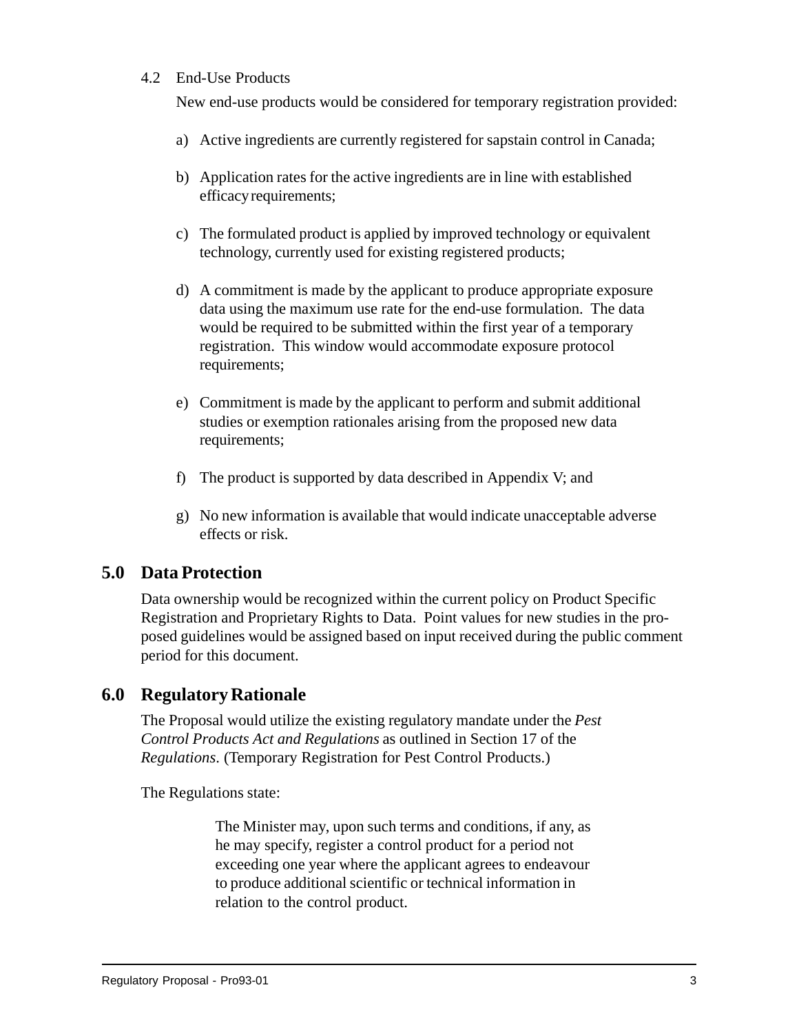### 4.2 End-Use Products

New end-use products would be considered for temporary registration provided:

a) Active ingredients are currently registered for sapstain control in Canada;

b) Application rates for the active ingredients are in line with established efficacy requirements;

c) The formulated product is applied by improved technology or equivalent technology, currently used for existing registered products;

d) A commitment is made by the applicant to produce appropriate exposure data using the maximum use rate for the end-use formulation. The data would be required to be submitted within the first year of a temporary registration. This window would accommodate exposure protocol requirements;

e) Commitment is made by the applicant to perform and submit additional studies or exemption rationales arising from the proposed new data requirements;

f) The product is supported by data described in Appendix V; and

g) No new information is available that would indicate unacceptable adverse effects or risk.

## 5.0 Data Protection

Data ownership would be recognized within the current policy on Product Specific Registration and Proprietary Rights to Data. Point values for new studies in the proposed guidelines would be assigned based on input received during the public comment period for this document.

## 6.0 Regulatory Rationale

The Proposal would utilize the existing regulatory mandate under the *Pest Control Products Act and Regulations* as outlined in Section 17 of the *Regulations*. (Temporary Registration for Pest Control Products.)

The Regulations state:

> The Minister may, upon such terms and conditions, if any, as he may specify, register a control product for a period not exceeding one year where the applicant agrees to endeavour to produce additional scientific or technical information in relation to the control product.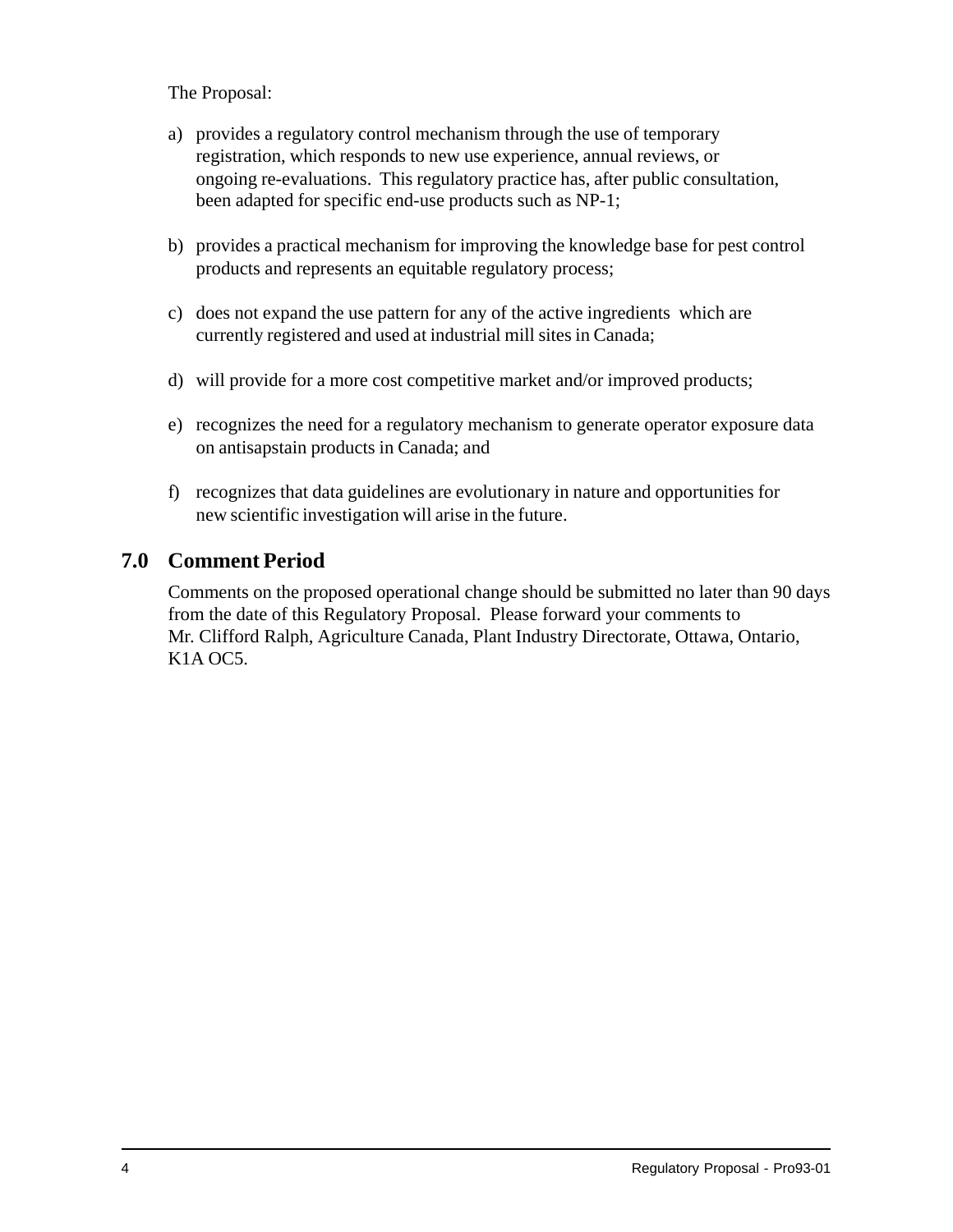The Proposal:

a) provides a regulatory control mechanism through the use of temporary registration, which responds to new use experience, annual reviews, or ongoing re-evaluations. This regulatory practice has, after public consultation, been adapted for specific end-use products such as NP-1;

b) provides a practical mechanism for improving the knowledge base for pest control products and represents an equitable regulatory process;

c) does not expand the use pattern for any of the active ingredients which are currently registered and used at industrial mill sites in Canada;

d) will provide for a more cost competitive market and/or improved products;

e) recognizes the need for a regulatory mechanism to generate operator exposure data on antisapstain products in Canada; and

f) recognizes that data guidelines are evolutionary in nature and opportunities for new scientific investigation will arise in the future.

## 7.0 Comment Period

Comments on the proposed operational change should be submitted no later than 90 days from the date of this Regulatory Proposal. Please forward your comments to Mr. Clifford Ralph, Agriculture Canada, Plant Industry Directorate, Ottawa, Ontario, K1A OC5.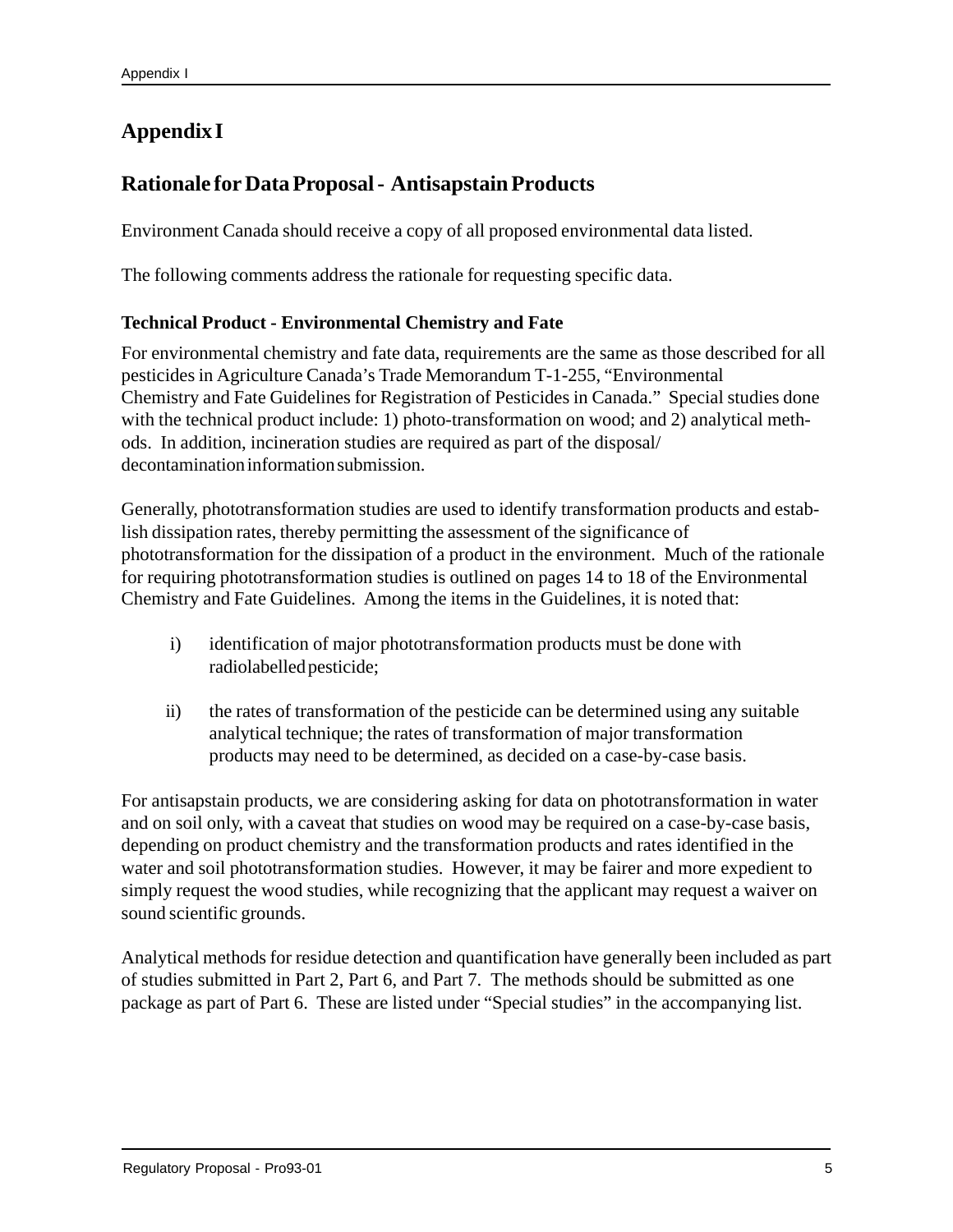# Appendix I

## Rationale for Data Proposal - Antisapstain Products

Environment Canada should receive a copy of all proposed environmental data listed.

The following comments address the rationale for requesting specific data.

### Technical Product - Environmental Chemistry and Fate

For environmental chemistry and fate data, requirements are the same as those described for all pesticides in Agriculture Canada's Trade Memorandum T-1-255, "Environmental Chemistry and Fate Guidelines for Registration of Pesticides in Canada." Special studies done with the technical product include: 1) photo-transformation on wood; and 2) analytical methods. In addition, incineration studies are required as part of the disposal/ decontamination information submission.

Generally, phototransformation studies are used to identify transformation products and establish dissipation rates, thereby permitting the assessment of the significance of phototransformation for the dissipation of a product in the environment. Much of the rationale for requiring phototransformation studies is outlined on pages 14 to 18 of the Environmental Chemistry and Fate Guidelines. Among the items in the Guidelines, it is noted that:

i) identification of major phototransformation products must be done with radiolabelled pesticide;

ii) the rates of transformation of the pesticide can be determined using any suitable analytical technique; the rates of transformation of major transformation products may need to be determined, as decided on a case-by-case basis.

For antisapstain products, we are considering asking for data on phototransformation in water and on soil only, with a caveat that studies on wood may be required on a case-by-case basis, depending on product chemistry and the transformation products and rates identified in the water and soil phototransformation studies. However, it may be fairer and more expedient to simply request the wood studies, while recognizing that the applicant may request a waiver on sound scientific grounds.

Analytical methods for residue detection and quantification have generally been included as part of studies submitted in Part 2, Part 6, and Part 7. The methods should be submitted as one package as part of Part 6. These are listed under "Special studies" in the accompanying list.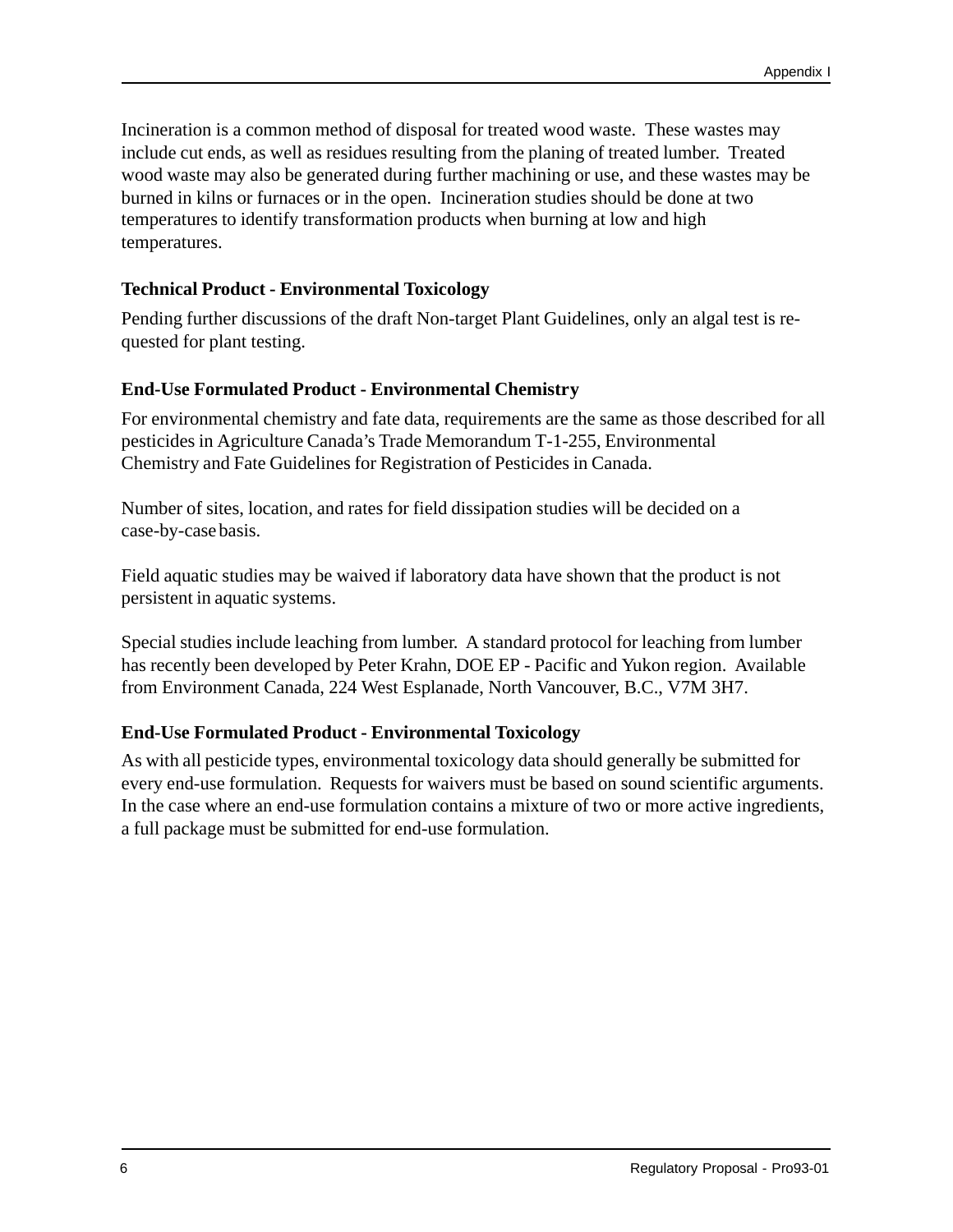Incineration is a common method of disposal for treated wood waste. These wastes may include cut ends, as well as residues resulting from the planing of treated lumber. Treated wood waste may also be generated during further machining or use, and these wastes may be burned in kilns or furnaces or in the open. Incineration studies should be done at two temperatures to identify transformation products when burning at low and high temperatures.

### Technical Product - Environmental Toxicology

Pending further discussions of the draft Non-target Plant Guidelines, only an algal test is requested for plant testing.

### End-Use Formulated Product - Environmental Chemistry

For environmental chemistry and fate data, requirements are the same as those described for all pesticides in Agriculture Canada's Trade Memorandum T-1-255, Environmental Chemistry and Fate Guidelines for Registration of Pesticides in Canada.

Number of sites, location, and rates for field dissipation studies will be decided on a case-by-case basis.

Field aquatic studies may be waived if laboratory data have shown that the product is not persistent in aquatic systems.

Special studies include leaching from lumber. A standard protocol for leaching from lumber has recently been developed by Peter Krahn, DOE EP - Pacific and Yukon region. Available from Environment Canada, 224 West Esplanade, North Vancouver, B.C., V7M 3H7.

### End-Use Formulated Product - Environmental Toxicology

As with all pesticide types, environmental toxicology data should generally be submitted for every end-use formulation. Requests for waivers must be based on sound scientific arguments. In the case where an end-use formulation contains a mixture of two or more active ingredients, a full package must be submitted for end-use formulation.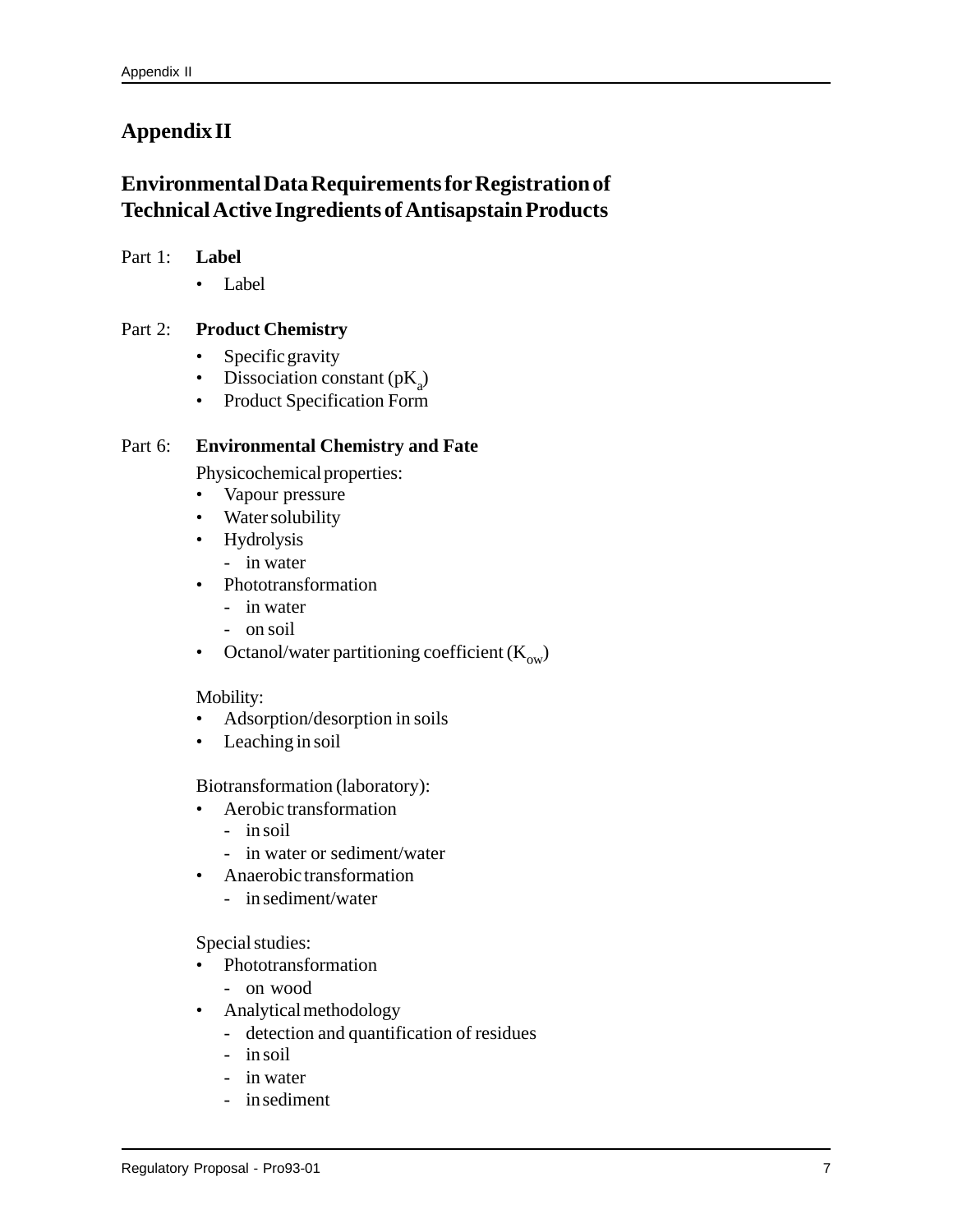# Appendix II

## Environmental Data Requirements for Registration of Technical Active Ingredients of Antisapstain Products

Part 1: **Label**

- Label

Part 2: **Product Chemistry**

- Specific gravity
- Dissociation constant ($pK_a$)
- Product Specification Form

Part 6: **Environmental Chemistry and Fate**

Physicochemical properties:

- Vapour pressure
- Water solubility
- Hydrolysis
  - in water
- Phototransformation
  - in water
  - on soil
- Octanol/water partitioning coefficient ($K_{ow}$)

Mobility:

- Adsorption/desorption in soils
- Leaching in soil

Biotransformation (laboratory):

- Aerobic transformation
  - in soil
  - in water or sediment/water
- Anaerobic transformation
  - in sediment/water

Special studies:

- Phototransformation
  - on wood
- Analytical methodology
  - detection and quantification of residues
  - in soil
  - in water
  - in sediment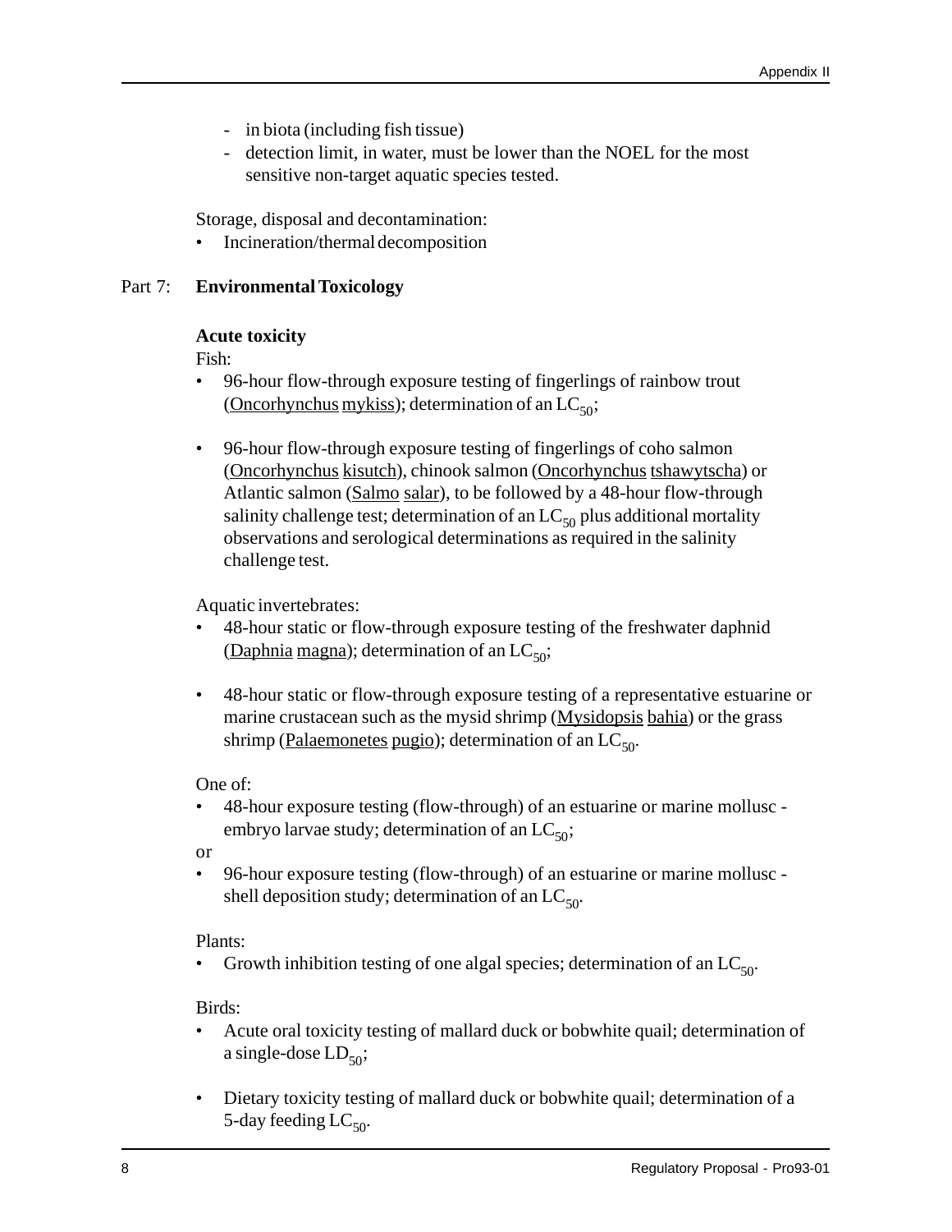- in biota (including fish tissue)
- detection limit, in water, must be lower than the NOEL for the most sensitive non-target aquatic species tested.

Storage, disposal and decontamination:

- Incineration/thermal decomposition

## Part 7: Environmental Toxicology

**Acute toxicity**

Fish:

- 96-hour flow-through exposure testing of fingerlings of rainbow trout (Oncorhynchus mykiss); determination of an $LC_{50}$;

- 96-hour flow-through exposure testing of fingerlings of coho salmon (Oncorhynchus kisutch), chinook salmon (Oncorhynchus tshawytscha) or Atlantic salmon (Salmo salar), to be followed by a 48-hour flow-through salinity challenge test; determination of an $LC_{50}$ plus additional mortality observations and serological determinations as required in the salinity challenge test.

Aquatic invertebrates:

- 48-hour static or flow-through exposure testing of the freshwater daphnid (Daphnia magna); determination of an $LC_{50}$;

- 48-hour static or flow-through exposure testing of a representative estuarine or marine crustacean such as the mysid shrimp (Mysidopsis bahia) or the grass shrimp (Palaemonetes pugio); determination of an $LC_{50}$.

One of:

- 48-hour exposure testing (flow-through) of an estuarine or marine mollusc - embryo larvae study; determination of an $LC_{50}$;

or

- 96-hour exposure testing (flow-through) of an estuarine or marine mollusc - shell deposition study; determination of an $LC_{50}$.

Plants:

- Growth inhibition testing of one algal species; determination of an $LC_{50}$.

Birds:

- Acute oral toxicity testing of mallard duck or bobwhite quail; determination of a single-dose $LD_{50}$;

- Dietary toxicity testing of mallard duck or bobwhite quail; determination of a 5-day feeding $LC_{50}$.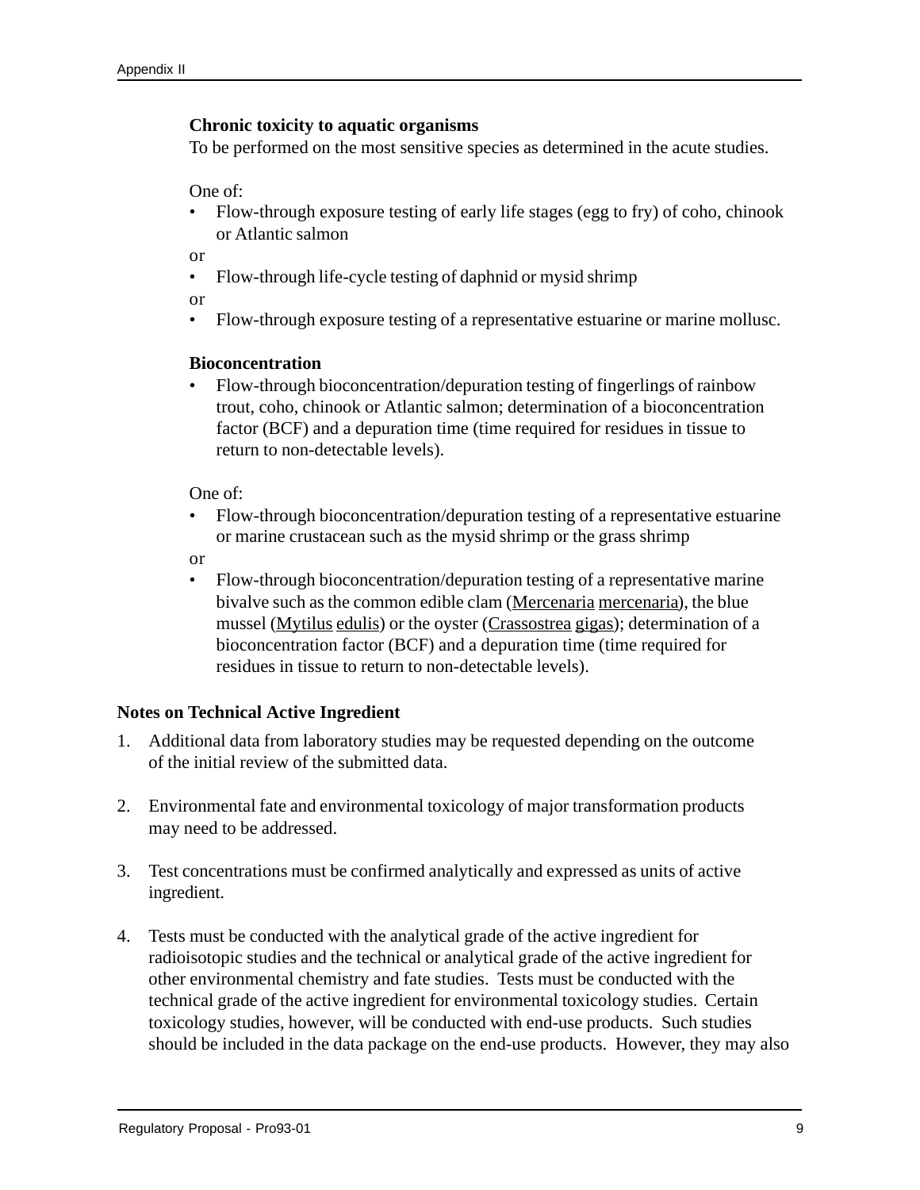**Chronic toxicity to aquatic organisms**

To be performed on the most sensitive species as determined in the acute studies.

One of:

- Flow-through exposure testing of early life stages (egg to fry) of coho, chinook or Atlantic salmon

or

- Flow-through life-cycle testing of daphnid or mysid shrimp

or

- Flow-through exposure testing of a representative estuarine or marine mollusc.

**Bioconcentration**

- Flow-through bioconcentration/depuration testing of fingerlings of rainbow trout, coho, chinook or Atlantic salmon; determination of a bioconcentration factor (BCF) and a depuration time (time required for residues in tissue to return to non-detectable levels).

One of:

- Flow-through bioconcentration/depuration testing of a representative estuarine or marine crustacean such as the mysid shrimp or the grass shrimp

or

- Flow-through bioconcentration/depuration testing of a representative marine bivalve such as the common edible clam (Mercenaria mercenaria), the blue mussel (Mytilus edulis) or the oyster (Crassostrea gigas); determination of a bioconcentration factor (BCF) and a depuration time (time required for residues in tissue to return to non-detectable levels).

**Notes on Technical Active Ingredient**

1. Additional data from laboratory studies may be requested depending on the outcome of the initial review of the submitted data.

2. Environmental fate and environmental toxicology of major transformation products may need to be addressed.

3. Test concentrations must be confirmed analytically and expressed as units of active ingredient.

4. Tests must be conducted with the analytical grade of the active ingredient for radioisotopic studies and the technical or analytical grade of the active ingredient for other environmental chemistry and fate studies. Tests must be conducted with the technical grade of the active ingredient for environmental toxicology studies. Certain toxicology studies, however, will be conducted with end-use products. Such studies should be included in the data package on the end-use products. However, they may also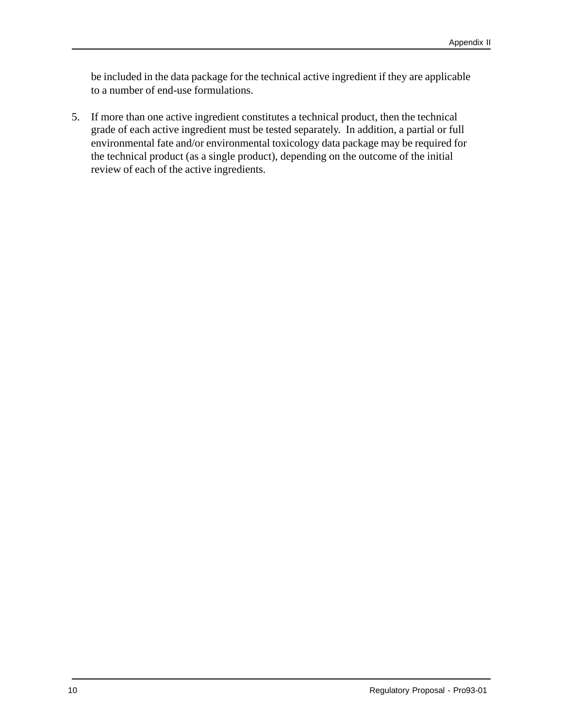be included in the data package for the technical active ingredient if they are applicable to a number of end-use formulations.

5. If more than one active ingredient constitutes a technical product, then the technical grade of each active ingredient must be tested separately.  In addition, a partial or full environmental fate and/or environmental toxicology data package may be required for the technical product (as a single product), depending on the outcome of the initial review of each of the active ingredients.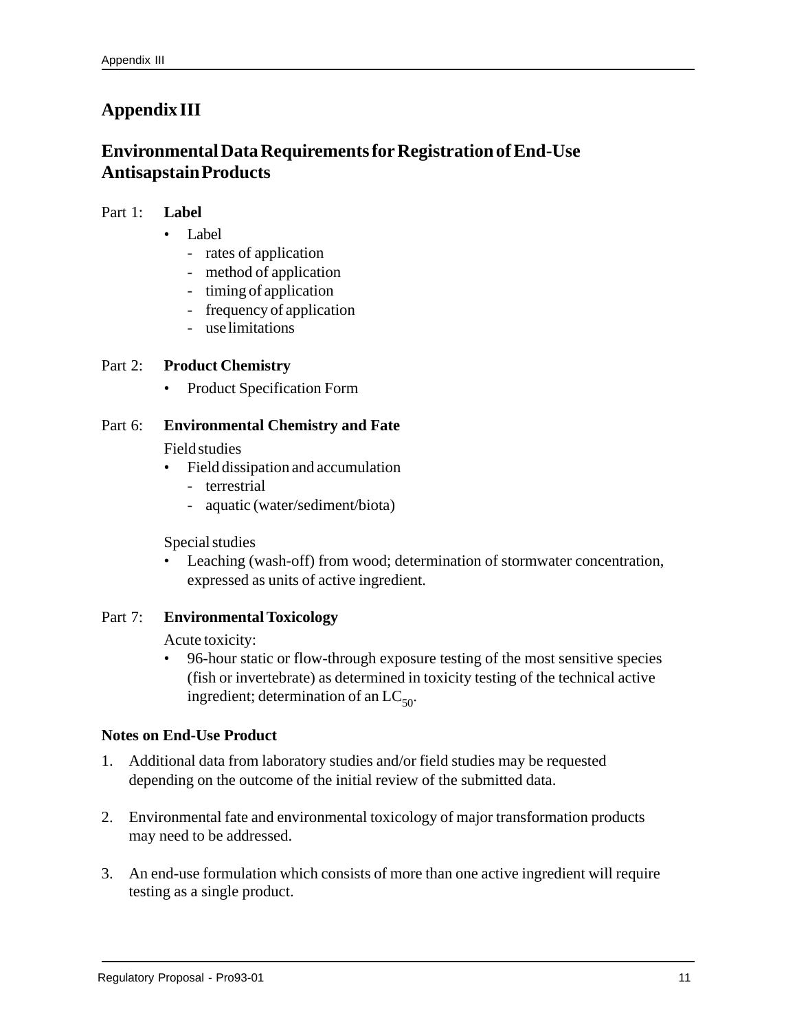# Appendix III

## Environmental Data Requirements for Registration of End-Use Antisapstain Products

Part 1: **Label**

- Label
  - rates of application
  - method of application
  - timing of application
  - frequency of application
  - use limitations

Part 2: **Product Chemistry**

- Product Specification Form

Part 6: **Environmental Chemistry and Fate**

Field studies

- Field dissipation and accumulation
  - terrestrial
  - aquatic (water/sediment/biota)

Special studies

- Leaching (wash-off) from wood; determination of stormwater concentration, expressed as units of active ingredient.

Part 7: **Environmental Toxicology**

Acute toxicity:

- 96-hour static or flow-through exposure testing of the most sensitive species (fish or invertebrate) as determined in toxicity testing of the technical active ingredient; determination of an $LC_{50}$.

**Notes on End-Use Product**

1. Additional data from laboratory studies and/or field studies may be requested depending on the outcome of the initial review of the submitted data.

2. Environmental fate and environmental toxicology of major transformation products may need to be addressed.

3. An end-use formulation which consists of more than one active ingredient will require testing as a single product.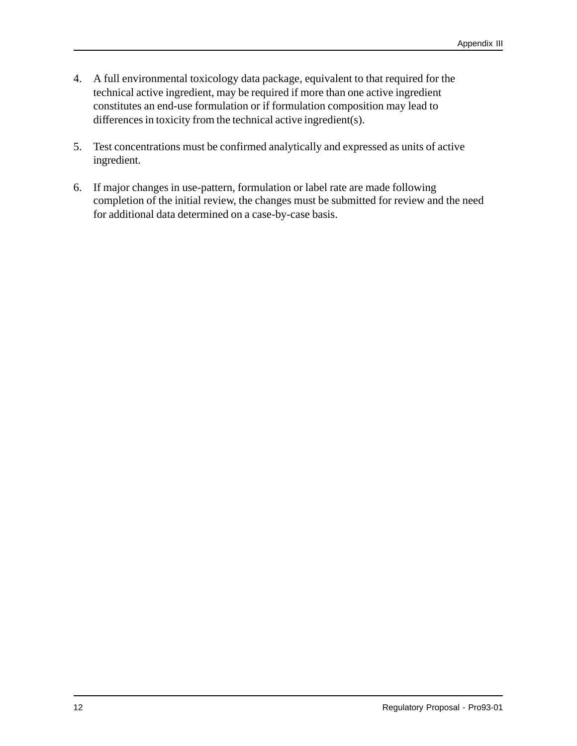4. A full environmental toxicology data package, equivalent to that required for the technical active ingredient, may be required if more than one active ingredient constitutes an end-use formulation or if formulation composition may lead to differences in toxicity from the technical active ingredient(s).

5. Test concentrations must be confirmed analytically and expressed as units of active ingredient.

6. If major changes in use-pattern, formulation or label rate are made following completion of the initial review, the changes must be submitted for review and the need for additional data determined on a case-by-case basis.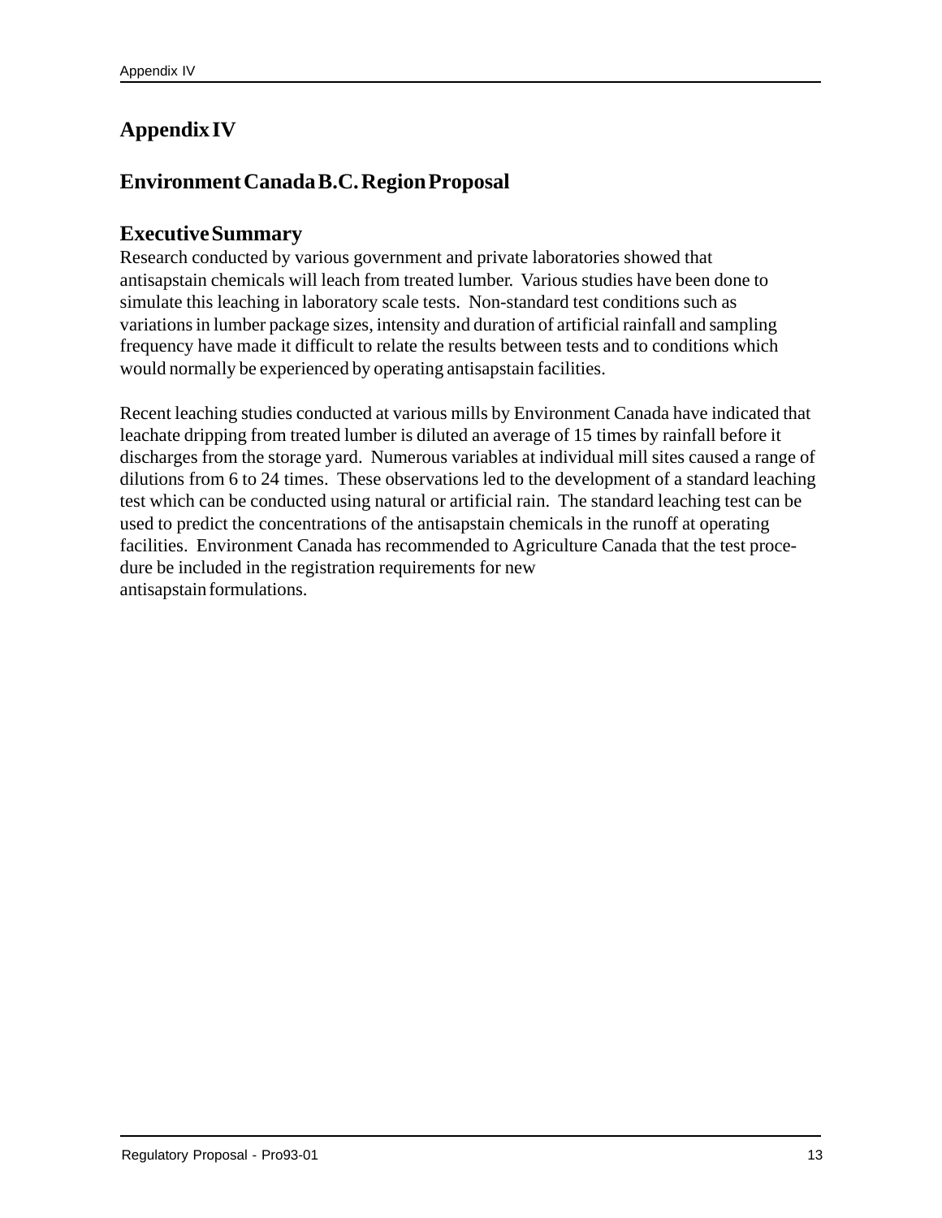# Appendix IV

## Environment Canada B.C. Region Proposal

### Executive Summary

Research conducted by various government and private laboratories showed that antisapstain chemicals will leach from treated lumber. Various studies have been done to simulate this leaching in laboratory scale tests. Non-standard test conditions such as variations in lumber package sizes, intensity and duration of artificial rainfall and sampling frequency have made it difficult to relate the results between tests and to conditions which would normally be experienced by operating antisapstain facilities.

Recent leaching studies conducted at various mills by Environment Canada have indicated that leachate dripping from treated lumber is diluted an average of 15 times by rainfall before it discharges from the storage yard. Numerous variables at individual mill sites caused a range of dilutions from 6 to 24 times. These observations led to the development of a standard leaching test which can be conducted using natural or artificial rain. The standard leaching test can be used to predict the concentrations of the antisapstain chemicals in the runoff at operating facilities. Environment Canada has recommended to Agriculture Canada that the test procedure be included in the registration requirements for new antisapstain formulations.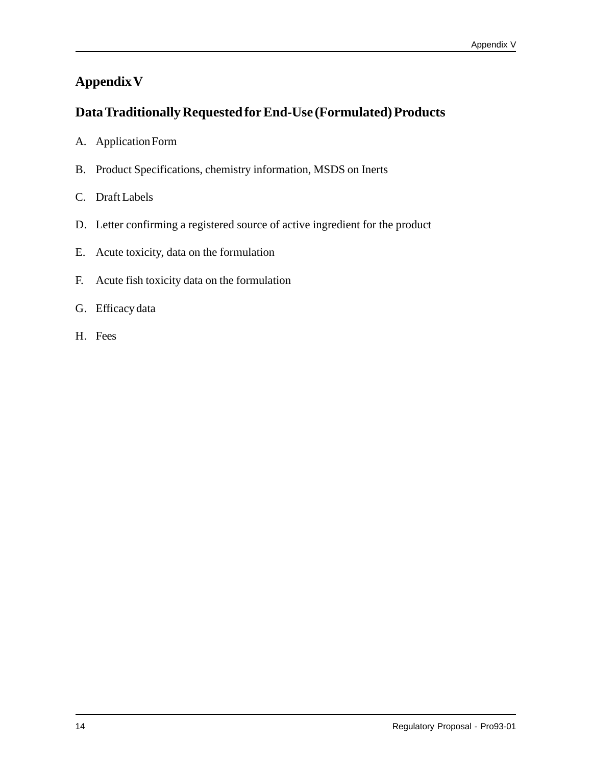# Appendix V

## Data Traditionally Requested for End-Use (Formulated) Products

A. Application Form

B. Product Specifications, chemistry information, MSDS on Inerts

C. Draft Labels

D. Letter confirming a registered source of active ingredient for the product

E. Acute toxicity, data on the formulation

F. Acute fish toxicity data on the formulation

G. Efficacy data

H. Fees